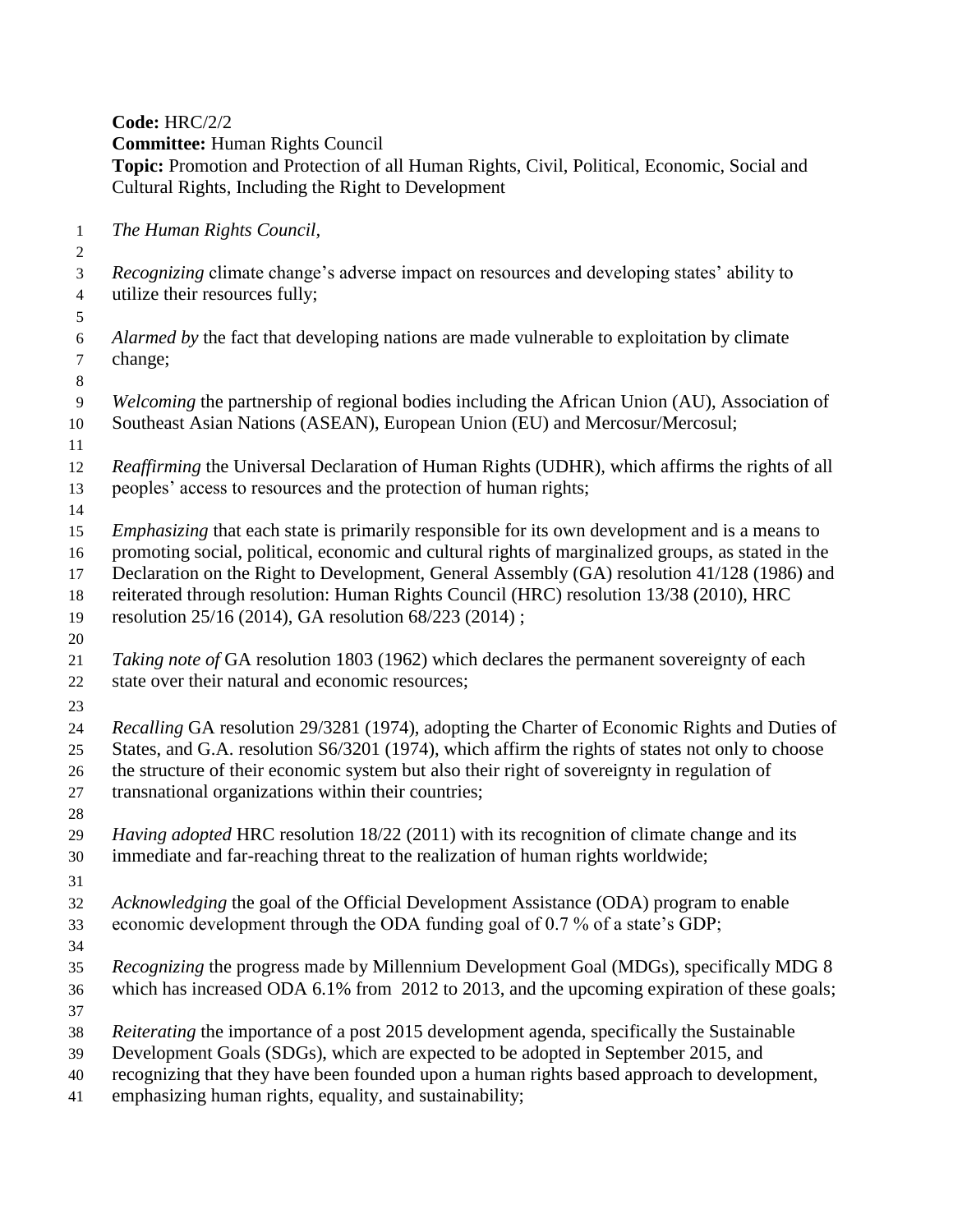**Code:** HRC/2/2
**Committee:** Human Rights Council
**Topic:** Promotion and Protection of all Human Rights, Civil, Political, Economic, Social and Cultural Rights, Including the Right to Development

*The Human Rights Council*,

*Recognizing* climate change's adverse impact on resources and developing states' ability to utilize their resources fully;

*Alarmed by* the fact that developing nations are made vulnerable to exploitation by climate change;

*Welcoming* the partnership of regional bodies including the African Union (AU), Association of Southeast Asian Nations (ASEAN), European Union (EU) and Mercosur/Mercosul;

*Reaffirming* the Universal Declaration of Human Rights (UDHR), which affirms the rights of all peoples' access to resources and the protection of human rights;

*Emphasizing* that each state is primarily responsible for its own development and is a means to promoting social, political, economic and cultural rights of marginalized groups, as stated in the Declaration on the Right to Development, General Assembly (GA) resolution 41/128 (1986) and reiterated through resolution: Human Rights Council (HRC) resolution 13/38 (2010), HRC resolution 25/16 (2014), GA resolution 68/223 (2014) ;

*Taking note of* GA resolution 1803 (1962) which declares the permanent sovereignty of each state over their natural and economic resources;

*Recalling* GA resolution 29/3281 (1974), adopting the Charter of Economic Rights and Duties of States, and G.A. resolution S6/3201 (1974), which affirm the rights of states not only to choose the structure of their economic system but also their right of sovereignty in regulation of transnational organizations within their countries;

*Having adopted* HRC resolution 18/22 (2011) with its recognition of climate change and its immediate and far-reaching threat to the realization of human rights worldwide;

*Acknowledging* the goal of the Official Development Assistance (ODA) program to enable economic development through the ODA funding goal of 0.7 % of a state's GDP;

*Recognizing* the progress made by Millennium Development Goal (MDGs), specifically MDG 8 which has increased ODA 6.1% from 2012 to 2013, and the upcoming expiration of these goals;

*Reiterating* the importance of a post 2015 development agenda, specifically the Sustainable Development Goals (SDGs), which are expected to be adopted in September 2015, and recognizing that they have been founded upon a human rights based approach to development, emphasizing human rights, equality, and sustainability;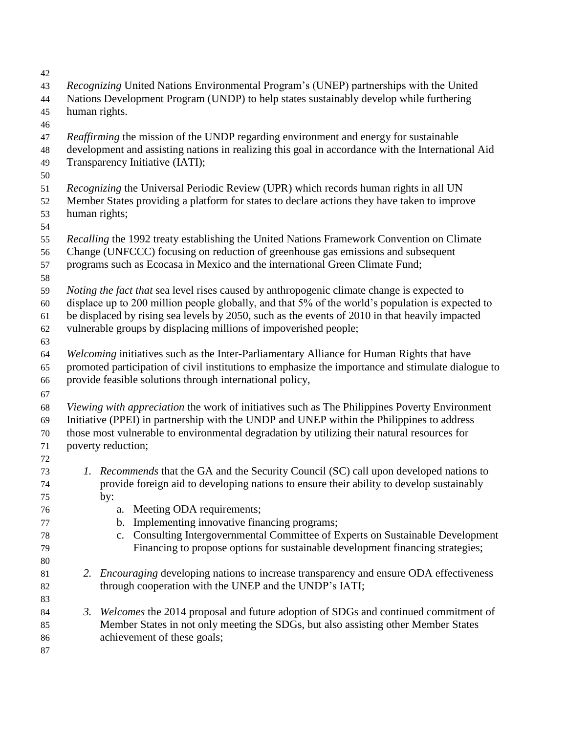*Recognizing* United Nations Environmental Program's (UNEP) partnerships with the United Nations Development Program (UNDP) to help states sustainably develop while furthering human rights.

*Reaffirming* the mission of the UNDP regarding environment and energy for sustainable development and assisting nations in realizing this goal in accordance with the International Aid Transparency Initiative (IATI);

*Recognizing* the Universal Periodic Review (UPR) which records human rights in all UN Member States providing a platform for states to declare actions they have taken to improve human rights;

*Recalling* the 1992 treaty establishing the United Nations Framework Convention on Climate Change (UNFCCC) focusing on reduction of greenhouse gas emissions and subsequent programs such as Ecocasa in Mexico and the international Green Climate Fund;

*Noting the fact that* sea level rises caused by anthropogenic climate change is expected to displace up to 200 million people globally, and that 5% of the world's population is expected to be displaced by rising sea levels by 2050, such as the events of 2010 in that heavily impacted vulnerable groups by displacing millions of impoverished people;

*Welcoming* initiatives such as the Inter-Parliamentary Alliance for Human Rights that have promoted participation of civil institutions to emphasize the importance and stimulate dialogue to provide feasible solutions through international policy,

*Viewing with appreciation* the work of initiatives such as The Philippines Poverty Environment Initiative (PPEI) in partnership with the UNDP and UNEP within the Philippines to address those most vulnerable to environmental degradation by utilizing their natural resources for poverty reduction;

1. *Recommends* that the GA and the Security Council (SC) call upon developed nations to provide foreign aid to developing nations to ensure their ability to develop sustainably by:
    a. Meeting ODA requirements;
    b. Implementing innovative financing programs;
    c. Consulting Intergovernmental Committee of Experts on Sustainable Development Financing to propose options for sustainable development financing strategies;

2. *Encouraging* developing nations to increase transparency and ensure ODA effectiveness through cooperation with the UNEP and the UNDP's IATI;

3. *Welcomes* the 2014 proposal and future adoption of SDGs and continued commitment of Member States in not only meeting the SDGs, but also assisting other Member States achievement of these goals;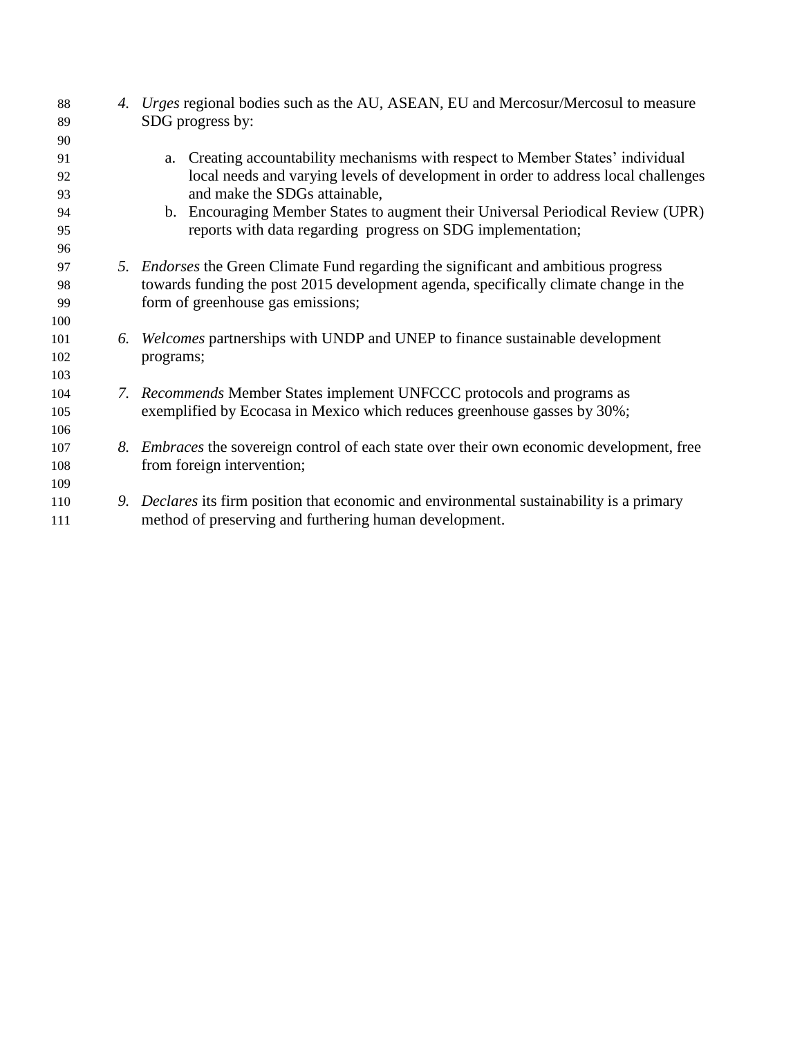4. *Urges* regional bodies such as the AU, ASEAN, EU and Mercosur/Mercosul to measure SDG progress by:

    a. Creating accountability mechanisms with respect to Member States' individual local needs and varying levels of development in order to address local challenges and make the SDGs attainable,
    b. Encouraging Member States to augment their Universal Periodical Review (UPR) reports with data regarding progress on SDG implementation;

5. *Endorses* the Green Climate Fund regarding the significant and ambitious progress towards funding the post 2015 development agenda, specifically climate change in the form of greenhouse gas emissions;

6. *Welcomes* partnerships with UNDP and UNEP to finance sustainable development programs;

7. *Recommends* Member States implement UNFCCC protocols and programs as exemplified by Ecocasa in Mexico which reduces greenhouse gasses by 30%;

8. *Embraces* the sovereign control of each state over their own economic development, free from foreign intervention;

9. *Declares* its firm position that economic and environmental sustainability is a primary method of preserving and furthering human development.